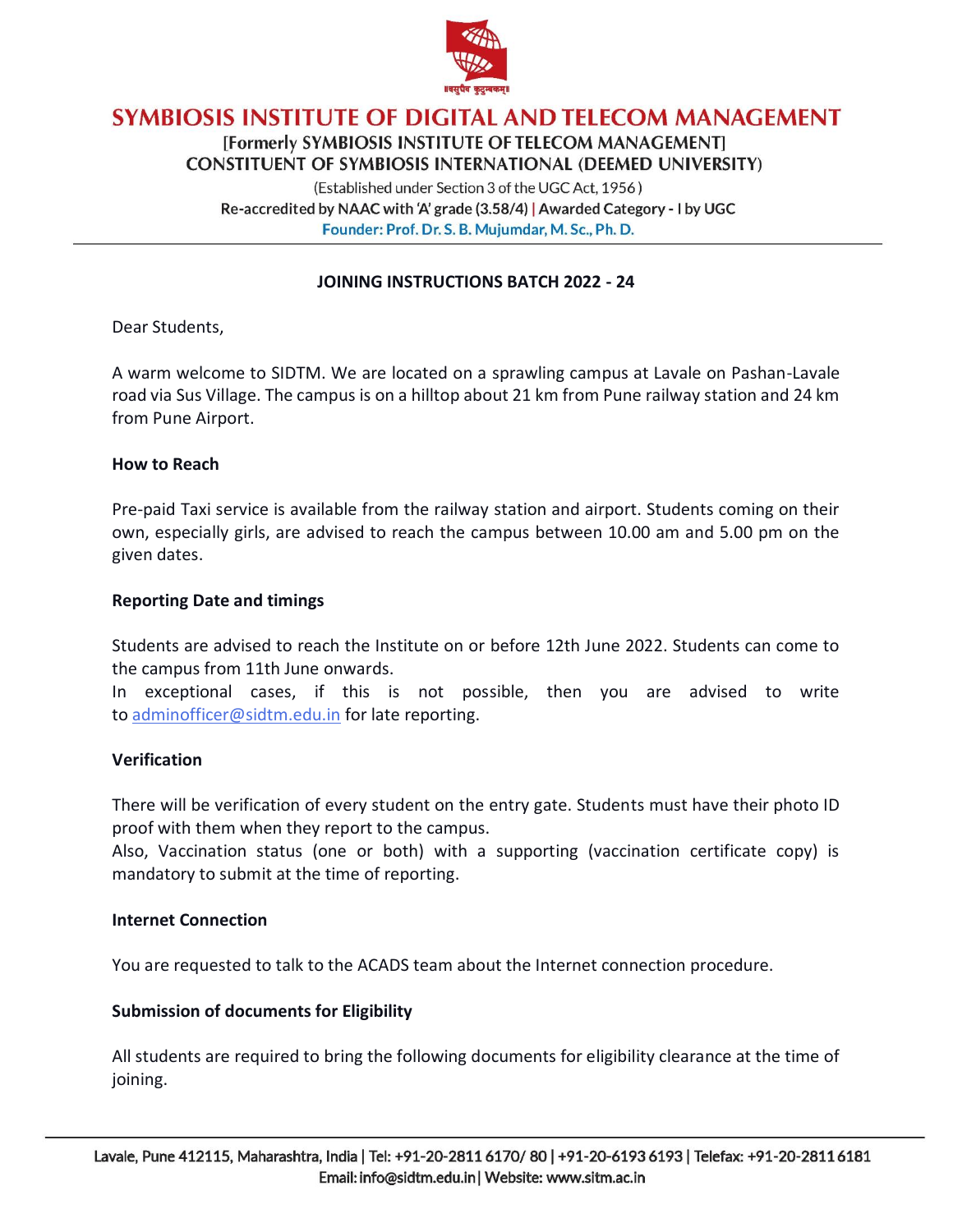॥वसुधैव कुटुम्बकम्॥

# SYMBIOSIS INSTITUTE OF DIGITAL AND TELECOM MANAGEMENT

[Formerly SYMBIOSIS INSTITUTE OF TELECOM MANAGEMENT]
CONSTITUENT OF SYMBIOSIS INTERNATIONAL (DEEMED UNIVERSITY)

(Established under Section 3 of the UGC Act, 1956)
Re-accredited by NAAC with 'A' grade (3.58/4) | Awarded Category - I by UGC
Founder: Prof. Dr. S. B. Mujumdar, M. Sc., Ph. D.

---

## JOINING INSTRUCTIONS BATCH 2022 - 24

Dear Students,

A warm welcome to SIDTM. We are located on a sprawling campus at Lavale on Pashan-Lavale road via Sus Village. The campus is on a hilltop about 21 km from Pune railway station and 24 km from Pune Airport.

### How to Reach

Pre-paid Taxi service is available from the railway station and airport. Students coming on their own, especially girls, are advised to reach the campus between 10.00 am and 5.00 pm on the given dates.

### Reporting Date and timings

Students are advised to reach the Institute on or before 12th June 2022. Students can come to the campus from 11th June onwards.
In exceptional cases, if this is not possible, then you are advised to write to adminofficer@sidtm.edu.in for late reporting.

### Verification

There will be verification of every student on the entry gate. Students must have their photo ID proof with them when they report to the campus.
Also, Vaccination status (one or both) with a supporting (vaccination certificate copy) is mandatory to submit at the time of reporting.

### Internet Connection

You are requested to talk to the ACADS team about the Internet connection procedure.

### Submission of documents for Eligibility

All students are required to bring the following documents for eligibility clearance at the time of joining.

---

Lavale, Pune 412115, Maharashtra, India | Tel: +91-20-2811 6170/ 80 | +91-20-6193 6193 | Telefax: +91-20-2811 6181
Email: info@sidtm.edu.in | Website: www.sitm.ac.in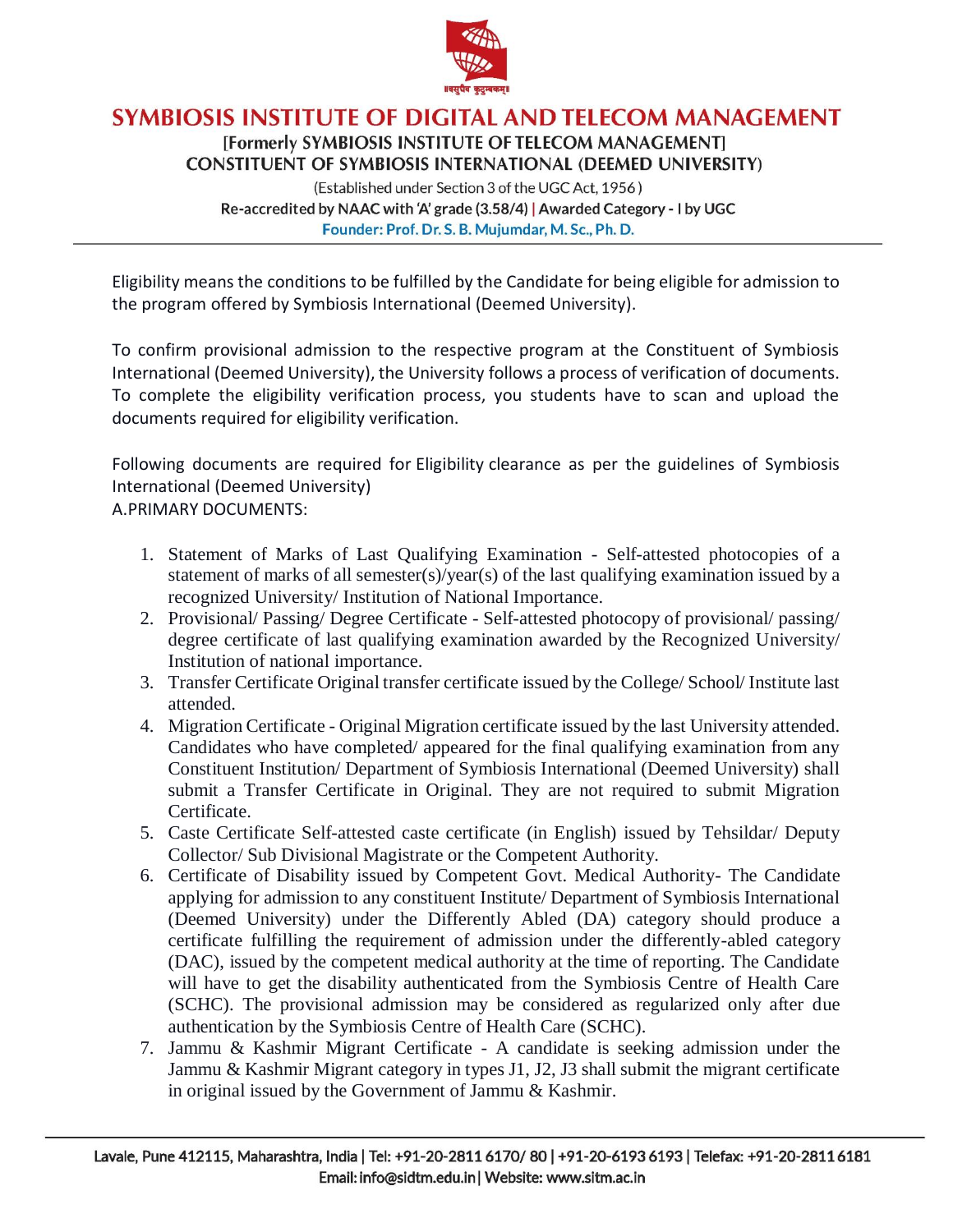Eligibility means the conditions to be fulfilled by the Candidate for being eligible for admission to the program offered by Symbiosis International (Deemed University).

To confirm provisional admission to the respective program at the Constituent of Symbiosis International (Deemed University), the University follows a process of verification of documents. To complete the eligibility verification process, you students have to scan and upload the documents required for eligibility verification.

Following documents are required for Eligibility clearance as per the guidelines of Symbiosis International (Deemed University)

A.PRIMARY DOCUMENTS:

1. Statement of Marks of Last Qualifying Examination - Self-attested photocopies of a statement of marks of all semester(s)/year(s) of the last qualifying examination issued by a recognized University/ Institution of National Importance.
2. Provisional/ Passing/ Degree Certificate - Self-attested photocopy of provisional/ passing/ degree certificate of last qualifying examination awarded by the Recognized University/ Institution of national importance.
3. Transfer Certificate Original transfer certificate issued by the College/ School/ Institute last attended.
4. Migration Certificate - Original Migration certificate issued by the last University attended. Candidates who have completed/ appeared for the final qualifying examination from any Constituent Institution/ Department of Symbiosis International (Deemed University) shall submit a Transfer Certificate in Original. They are not required to submit Migration Certificate.
5. Caste Certificate Self-attested caste certificate (in English) issued by Tehsildar/ Deputy Collector/ Sub Divisional Magistrate or the Competent Authority.
6. Certificate of Disability issued by Competent Govt. Medical Authority- The Candidate applying for admission to any constituent Institute/ Department of Symbiosis International (Deemed University) under the Differently Abled (DA) category should produce a certificate fulfilling the requirement of admission under the differently-abled category (DAC), issued by the competent medical authority at the time of reporting. The Candidate will have to get the disability authenticated from the Symbiosis Centre of Health Care (SCHC). The provisional admission may be considered as regularized only after due authentication by the Symbiosis Centre of Health Care (SCHC).
7. Jammu & Kashmir Migrant Certificate - A candidate is seeking admission under the Jammu & Kashmir Migrant category in types J1, J2, J3 shall submit the migrant certificate in original issued by the Government of Jammu & Kashmir.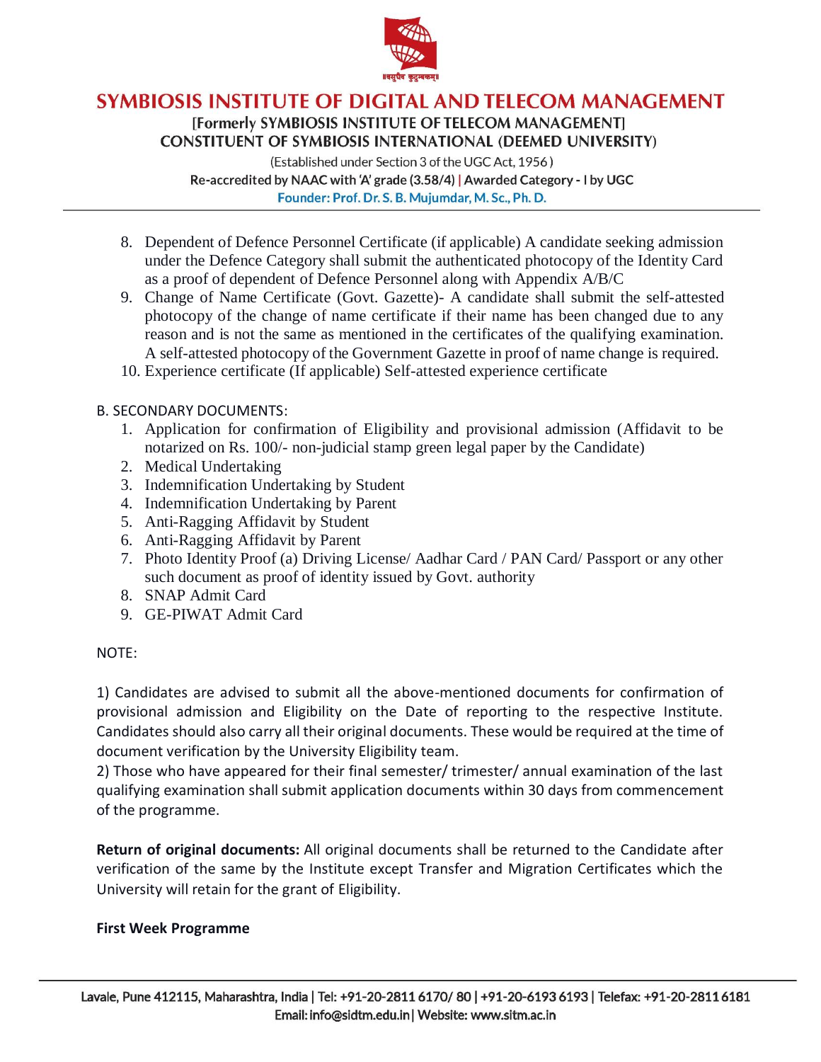8. Dependent of Defence Personnel Certificate (if applicable) A candidate seeking admission under the Defence Category shall submit the authenticated photocopy of the Identity Card as a proof of dependent of Defence Personnel along with Appendix A/B/C
9. Change of Name Certificate (Govt. Gazette)- A candidate shall submit the self-attested photocopy of the change of name certificate if their name has been changed due to any reason and is not the same as mentioned in the certificates of the qualifying examination. A self-attested photocopy of the Government Gazette in proof of name change is required.
10. Experience certificate (If applicable) Self-attested experience certificate

B. SECONDARY DOCUMENTS:

1. Application for confirmation of Eligibility and provisional admission (Affidavit to be notarized on Rs. 100/- non-judicial stamp green legal paper by the Candidate)
2. Medical Undertaking
3. Indemnification Undertaking by Student
4. Indemnification Undertaking by Parent
5. Anti-Ragging Affidavit by Student
6. Anti-Ragging Affidavit by Parent
7. Photo Identity Proof (a) Driving License/ Aadhar Card / PAN Card/ Passport or any other such document as proof of identity issued by Govt. authority
8. SNAP Admit Card
9. GE-PIWAT Admit Card

NOTE:

1) Candidates are advised to submit all the above-mentioned documents for confirmation of provisional admission and Eligibility on the Date of reporting to the respective Institute. Candidates should also carry all their original documents. These would be required at the time of document verification by the University Eligibility team.
2) Those who have appeared for their final semester/ trimester/ annual examination of the last qualifying examination shall submit application documents within 30 days from commencement of the programme.

**Return of original documents:** All original documents shall be returned to the Candidate after verification of the same by the Institute except Transfer and Migration Certificates which the University will retain for the grant of Eligibility.

**First Week Programme**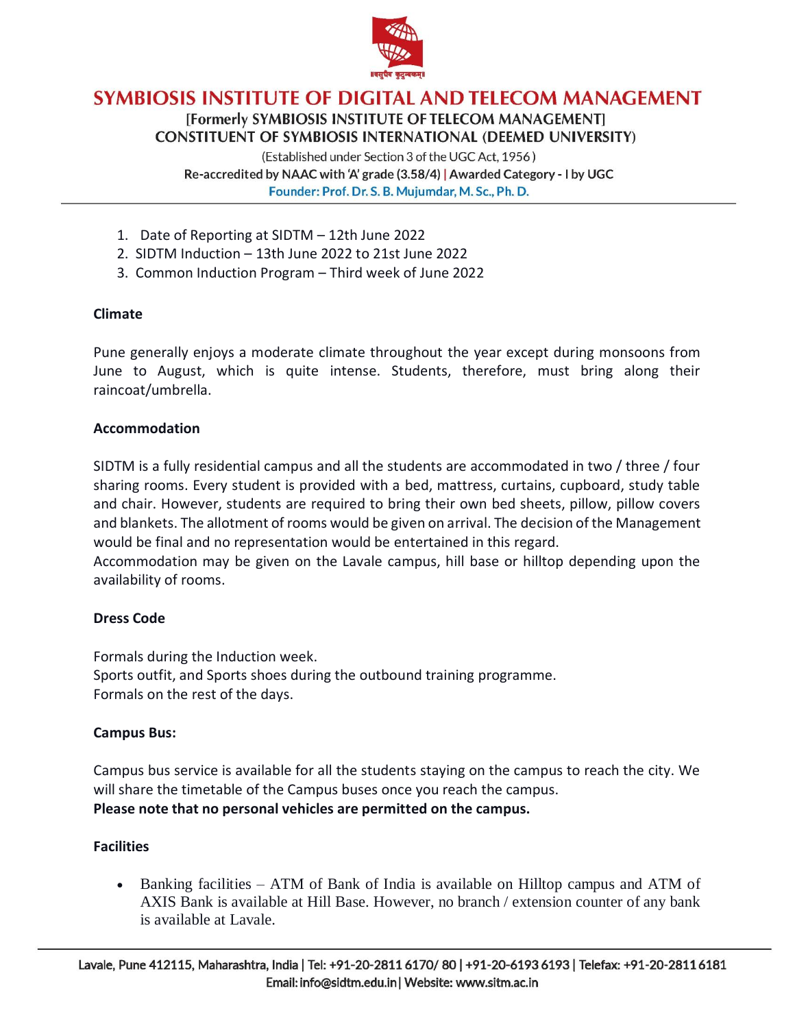1. Date of Reporting at SIDTM – 12th June 2022
2. SIDTM Induction – 13th June 2022 to 21st June 2022
3. Common Induction Program – Third week of June 2022

**Climate**

Pune generally enjoys a moderate climate throughout the year except during monsoons from June to August, which is quite intense. Students, therefore, must bring along their raincoat/umbrella.

**Accommodation**

SIDTM is a fully residential campus and all the students are accommodated in two / three / four sharing rooms. Every student is provided with a bed, mattress, curtains, cupboard, study table and chair. However, students are required to bring their own bed sheets, pillow, pillow covers and blankets. The allotment of rooms would be given on arrival. The decision of the Management would be final and no representation would be entertained in this regard.
Accommodation may be given on the Lavale campus, hill base or hilltop depending upon the availability of rooms.

**Dress Code**

Formals during the Induction week.
Sports outfit, and Sports shoes during the outbound training programme.
Formals on the rest of the days.

**Campus Bus:**

Campus bus service is available for all the students staying on the campus to reach the city. We will share the timetable of the Campus buses once you reach the campus.
**Please note that no personal vehicles are permitted on the campus.**

**Facilities**

- Banking facilities – ATM of Bank of India is available on Hilltop campus and ATM of AXIS Bank is available at Hill Base. However, no branch / extension counter of any bank is available at Lavale.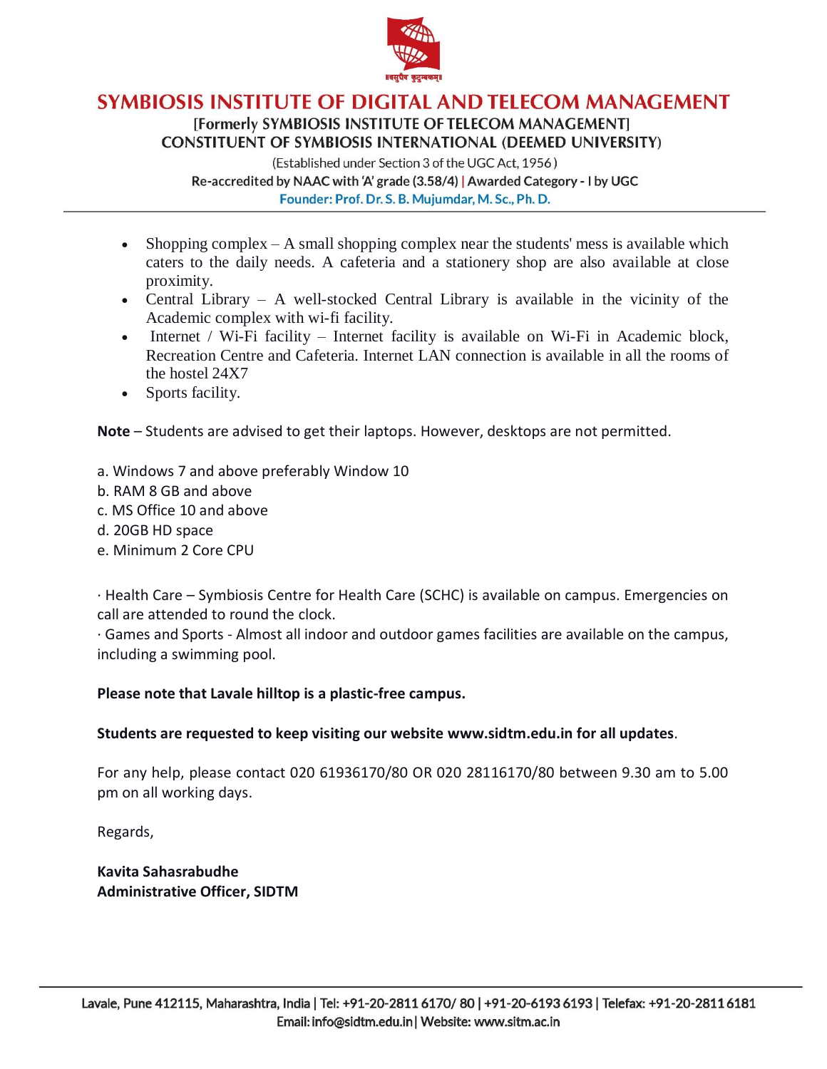- Shopping complex – A small shopping complex near the students' mess is available which caters to the daily needs. A cafeteria and a stationery shop are also available at close proximity.
- Central Library – A well-stocked Central Library is available in the vicinity of the Academic complex with wi-fi facility.
- Internet / Wi-Fi facility – Internet facility is available on Wi-Fi in Academic block, Recreation Centre and Cafeteria. Internet LAN connection is available in all the rooms of the hostel 24X7
- Sports facility.

**Note** – Students are advised to get their laptops. However, desktops are not permitted.

a. Windows 7 and above preferably Window 10
b. RAM 8 GB and above
c. MS Office 10 and above
d. 20GB HD space
e. Minimum 2 Core CPU

· Health Care – Symbiosis Centre for Health Care (SCHC) is available on campus. Emergencies on call are attended to round the clock.
· Games and Sports - Almost all indoor and outdoor games facilities are available on the campus, including a swimming pool.

**Please note that Lavale hilltop is a plastic-free campus.**

**Students are requested to keep visiting our website www.sidtm.edu.in for all updates**.

For any help, please contact 020 61936170/80 OR 020 28116170/80 between 9.30 am to 5.00 pm on all working days.

Regards,

**Kavita Sahasrabudhe**
**Administrative Officer, SIDTM**